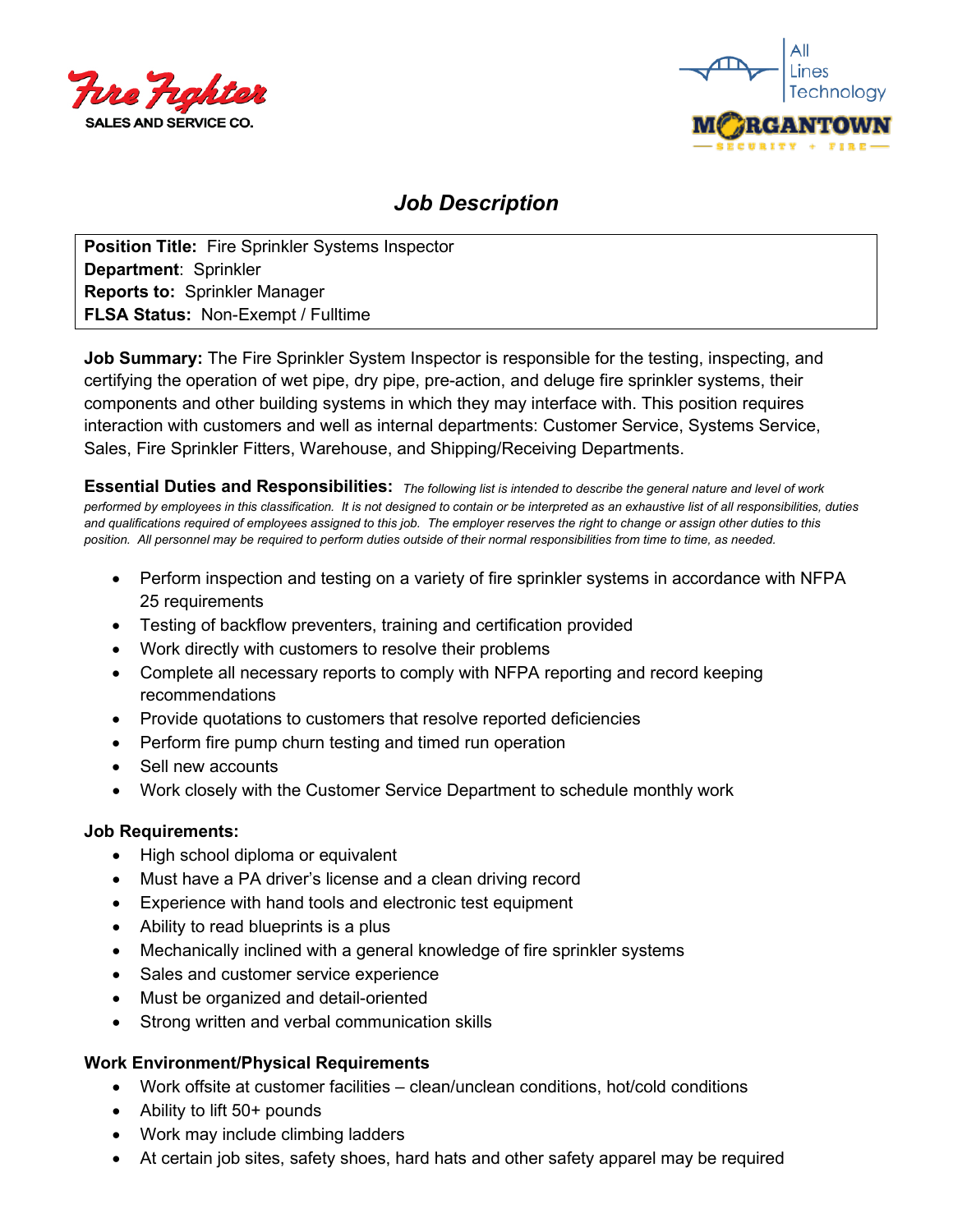Fire Fighter
SALES AND SERVICE CO.

All Lines Technology

MORGANTOWN
SECURITY + FIRE

# *Job Description*

**Position Title:** Fire Sprinkler Systems Inspector
**Department**: Sprinkler
**Reports to:** Sprinkler Manager
**FLSA Status:** Non-Exempt / Fulltime

**Job Summary:** The Fire Sprinkler System Inspector is responsible for the testing, inspecting, and certifying the operation of wet pipe, dry pipe, pre-action, and deluge fire sprinkler systems, their components and other building systems in which they may interface with. This position requires interaction with customers and well as internal departments: Customer Service, Systems Service, Sales, Fire Sprinkler Fitters, Warehouse, and Shipping/Receiving Departments.

**Essential Duties and Responsibilities:** *The following list is intended to describe the general nature and level of work performed by employees in this classification. It is not designed to contain or be interpreted as an exhaustive list of all responsibilities, duties and qualifications required of employees assigned to this job. The employer reserves the right to change or assign other duties to this position. All personnel may be required to perform duties outside of their normal responsibilities from time to time, as needed.*

- Perform inspection and testing on a variety of fire sprinkler systems in accordance with NFPA 25 requirements
- Testing of backflow preventers, training and certification provided
- Work directly with customers to resolve their problems
- Complete all necessary reports to comply with NFPA reporting and record keeping recommendations
- Provide quotations to customers that resolve reported deficiencies
- Perform fire pump churn testing and timed run operation
- Sell new accounts
- Work closely with the Customer Service Department to schedule monthly work

**Job Requirements:**

- High school diploma or equivalent
- Must have a PA driver's license and a clean driving record
- Experience with hand tools and electronic test equipment
- Ability to read blueprints is a plus
- Mechanically inclined with a general knowledge of fire sprinkler systems
- Sales and customer service experience
- Must be organized and detail-oriented
- Strong written and verbal communication skills

**Work Environment/Physical Requirements**

- Work offsite at customer facilities – clean/unclean conditions, hot/cold conditions
- Ability to lift 50+ pounds
- Work may include climbing ladders
- At certain job sites, safety shoes, hard hats and other safety apparel may be required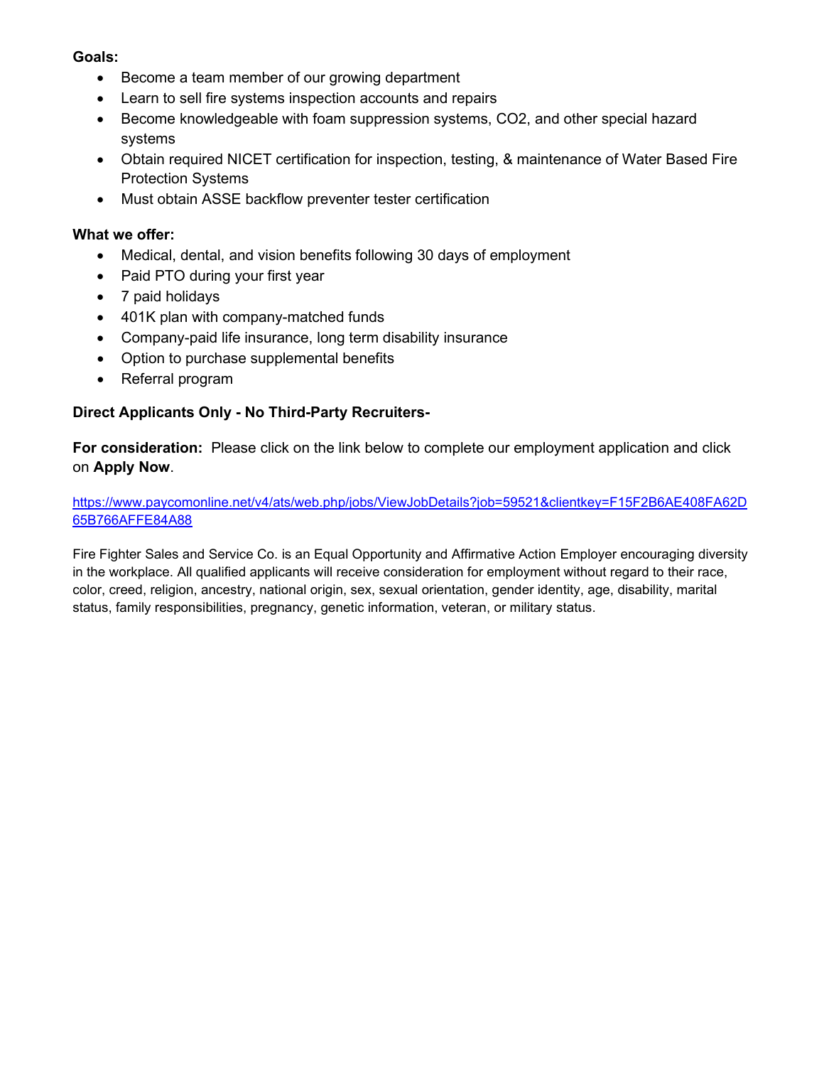**Goals:**

- Become a team member of our growing department
- Learn to sell fire systems inspection accounts and repairs
- Become knowledgeable with foam suppression systems, $CO_2$, and other special hazard systems
- Obtain required NICET certification for inspection, testing, & maintenance of Water Based Fire Protection Systems
- Must obtain ASSE backflow preventer tester certification

**What we offer:**

- Medical, dental, and vision benefits following 30 days of employment
- Paid PTO during your first year
- 7 paid holidays
- 401K plan with company-matched funds
- Company-paid life insurance, long term disability insurance
- Option to purchase supplemental benefits
- Referral program

**Direct Applicants Only - No Third-Party Recruiters-**

**For consideration:** Please click on the link below to complete our employment application and click on **Apply Now**.

https://www.paycomonline.net/v4/ats/web.php/jobs/ViewJobDetails?job=59521&clientkey=F15F2B6AE408FA62D65B766AFFE84A88

Fire Fighter Sales and Service Co. is an Equal Opportunity and Affirmative Action Employer encouraging diversity in the workplace. All qualified applicants will receive consideration for employment without regard to their race, color, creed, religion, ancestry, national origin, sex, sexual orientation, gender identity, age, disability, marital status, family responsibilities, pregnancy, genetic information, veteran, or military status.